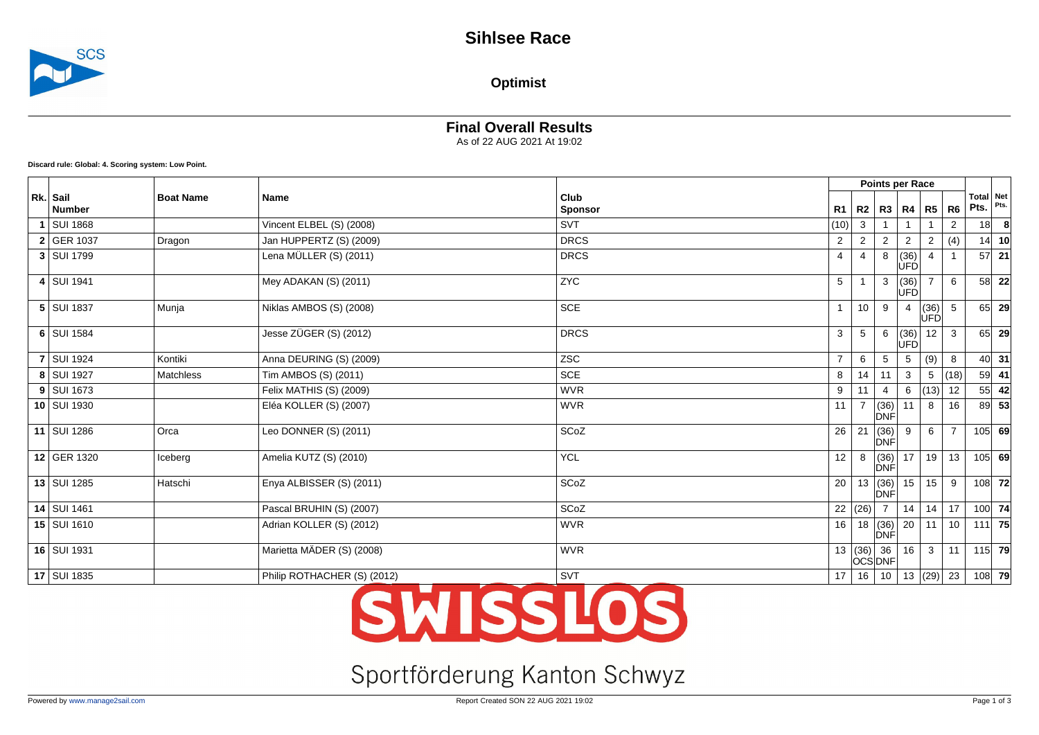# Sihlsee Race

## Optimist

### Final Overall Results

As of 22 AUG 2021 At 19:02

**Discard rule: Global: 4. Scoring system: Low Point.**

| Rk. | Sail Number | Boat Name | Name | Club Sponsor | R1 | R2 | R3 | R4 | R5 | R6 | Total Pts. | Net Pts. |
|---|---|---|---|---|---|---|---|---|---|---|---|---|
| 1 | SUI 1868 | | Vincent ELBEL (S) (2008) | SVT | (10) | 3 | 1 | 1 | 1 | 2 | 18 | 8 |
| 2 | GER 1037 | Dragon | Jan HUPPERTZ (S) (2009) | DRCS | 2 | 2 | 2 | 2 | 2 | (4) | 14 | 10 |
| 3 | SUI 1799 | | Lena MÜLLER (S) (2011) | DRCS | 4 | 4 | 8 | (36) UFD | 4 | 1 | 57 | 21 |
| 4 | SUI 1941 | | Mey ADAKAN (S) (2011) | ZYC | 5 | 1 | 3 | (36) UFD | 7 | 6 | 58 | 22 |
| 5 | SUI 1837 | Munja | Niklas AMBOS (S) (2008) | SCE | 1 | 10 | 9 | 4 | (36) UFD | 5 | 65 | 29 |
| 6 | SUI 1584 | | Jesse ZÜGER (S) (2012) | DRCS | 3 | 5 | 6 | (36) UFD | 12 | 3 | 65 | 29 |
| 7 | SUI 1924 | Kontiki | Anna DEURING (S) (2009) | ZSC | 7 | 6 | 5 | 5 | (9) | 8 | 40 | 31 |
| 8 | SUI 1927 | Matchless | Tim AMBOS (S) (2011) | SCE | 8 | 14 | 11 | 3 | 5 | (18) | 59 | 41 |
| 9 | SUI 1673 | | Felix MATHIS (S) (2009) | WVR | 9 | 11 | 4 | 6 | (13) | 12 | 55 | 42 |
| 10 | SUI 1930 | | Eléa KOLLER (S) (2007) | WVR | 11 | 7 | (36) DNF | 11 | 8 | 16 | 89 | 53 |
| 11 | SUI 1286 | Orca | Leo DONNER (S) (2011) | SCoZ | 26 | 21 | (36) DNF | 9 | 6 | 7 | 105 | 69 |
| 12 | GER 1320 | Iceberg | Amelia KUTZ (S) (2010) | YCL | 12 | 8 | (36) DNF | 17 | 19 | 13 | 105 | 69 |
| 13 | SUI 1285 | Hatschi | Enya ALBISSER (S) (2011) | SCoZ | 20 | 13 | (36) DNF | 15 | 15 | 9 | 108 | 72 |
| 14 | SUI 1461 | | Pascal BRUHIN (S) (2007) | SCoZ | 22 | (26) | 7 | 14 | 14 | 17 | 100 | 74 |
| 15 | SUI 1610 | | Adrian KOLLER (S) (2012) | WVR | 16 | 18 | (36) DNF | 20 | 11 | 10 | 111 | 75 |
| 16 | SUI 1931 | | Marietta MÄDER (S) (2008) | WVR | 13 | (36) OCS | 36 DNF | 16 | 3 | 11 | 115 | 79 |
| 17 | SUI 1835 | | Philip ROTHACHER (S) (2012) | SVT | 17 | 16 | 10 | 13 | (29) | 23 | 108 | 79 |

SWISSLOS

Sportförderung Kanton Schwyz

Powered by www.manage2sail.com

Report Created SON 22 AUG 2021 19:02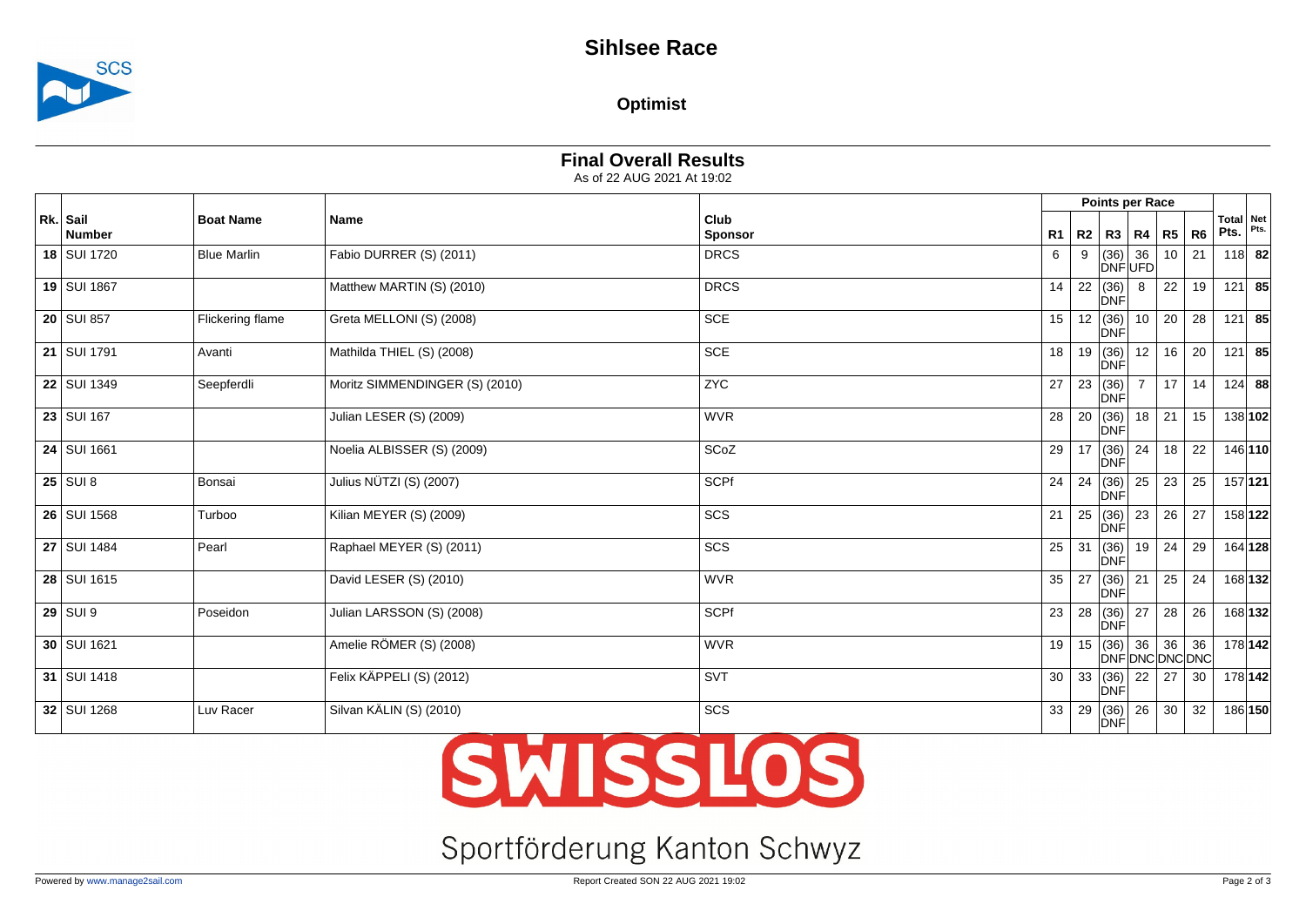# Sihlsee Race

## Optimist

### Final Overall Results

As of 22 AUG 2021 At 19:02

| Rk. | Sail Number | Boat Name | Name | Club Sponsor | R1 | R2 | R3 | R4 | R5 | R6 | Total Pts. | Net Pts. |
|---|---|---|---|---|---|---|---|---|---|---|---|---|
| **18** | SUI 1720 | Blue Marlin | Fabio DURRER (S) (2011) | DRCS | 6 | 9 | (36) DNF | 36 UFD | 10 | 21 | 118 | **82** |
| **19** | SUI 1867 | | Matthew MARTIN (S) (2010) | DRCS | 14 | 22 | (36) DNF | 8 | 22 | 19 | 121 | **85** |
| **20** | SUI 857 | Flickering flame | Greta MELLONI (S) (2008) | SCE | 15 | 12 | (36) DNF | 10 | 20 | 28 | 121 | **85** |
| **21** | SUI 1791 | Avanti | Mathilda THIEL (S) (2008) | SCE | 18 | 19 | (36) DNF | 12 | 16 | 20 | 121 | **85** |
| **22** | SUI 1349 | Seepferdli | Moritz SIMMENDINGER (S) (2010) | ZYC | 27 | 23 | (36) DNF | 7 | 17 | 14 | 124 | **88** |
| **23** | SUI 167 | | Julian LESER (S) (2009) | WVR | 28 | 20 | (36) DNF | 18 | 21 | 15 | 138 | **102** |
| **24** | SUI 1661 | | Noelia ALBISSER (S) (2009) | SCoZ | 29 | 17 | (36) DNF | 24 | 18 | 22 | 146 | **110** |
| **25** | SUI 8 | Bonsai | Julius NÜTZI (S) (2007) | SCPf | 24 | 24 | (36) DNF | 25 | 23 | 25 | 157 | **121** |
| **26** | SUI 1568 | Turboo | Kilian MEYER (S) (2009) | SCS | 21 | 25 | (36) DNF | 23 | 26 | 27 | 158 | **122** |
| **27** | SUI 1484 | Pearl | Raphael MEYER (S) (2011) | SCS | 25 | 31 | (36) DNF | 19 | 24 | 29 | 164 | **128** |
| **28** | SUI 1615 | | David LESER (S) (2010) | WVR | 35 | 27 | (36) DNF | 21 | 25 | 24 | 168 | **132** |
| **29** | SUI 9 | Poseidon | Julian LARSSON (S) (2008) | SCPf | 23 | 28 | (36) DNF | 27 | 28 | 26 | 168 | **132** |
| **30** | SUI 1621 | | Amelie RÖMER (S) (2008) | WVR | 19 | 15 | (36) DNF | 36 DNC | 36 DNC | 36 DNC | 178 | **142** |
| **31** | SUI 1418 | | Felix KÄPPELI (S) (2012) | SVT | 30 | 33 | (36) DNF | 22 | 27 | 30 | 178 | **142** |
| **32** | SUI 1268 | Luv Racer | Silvan KÄLIN (S) (2010) | SCS | 33 | 29 | (36) DNF | 26 | 30 | 32 | 186 | **150** |

SWISSLOS

Sportförderung Kanton Schwyz

Powered by www.manage2sail.com

Report Created SON 22 AUG 2021 19:02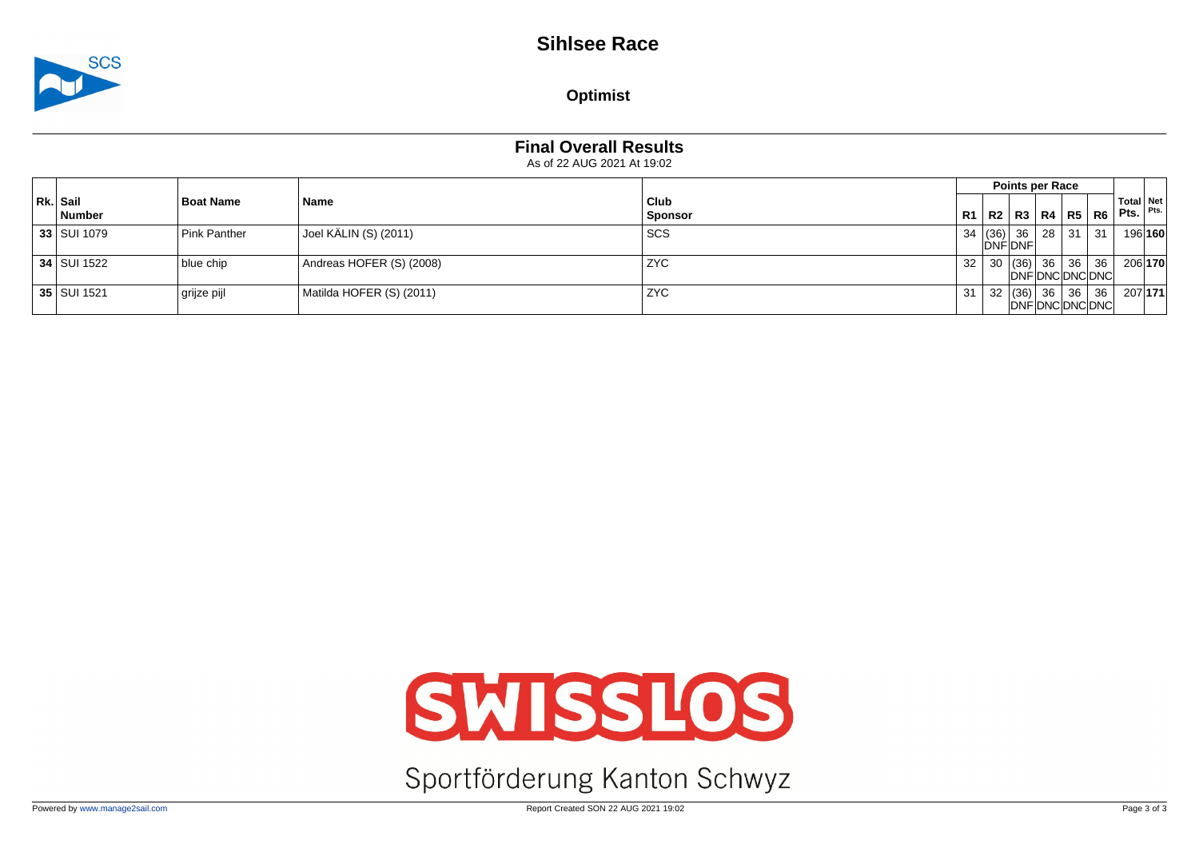# Sihlsee Race

## Optimist

### Final Overall Results

As of 22 AUG 2021 At 19:02

| Rk. | Sail Number | Boat Name | Name | Club Sponsor | Points per Race | | | | | | Total Pts. | Net Pts. |
|---|---|---|---|---|---|---|---|---|---|---|---|---|
| | | | | | R1 | R2 | R3 | R4 | R5 | R6 | | |
| **33** | SUI 1079 | Pink Panther | Joel KÄLIN (S) (2011) | SCS | 34 | (36) DNF | 36 DNF | 28 | 31 | 31 | 196 | **160** |
| **34** | SUI 1522 | blue chip | Andreas HOFER (S) (2008) | ZYC | 32 | 30 | (36) DNF | 36 DNC | 36 DNC | 36 DNC | 206 | **170** |
| **35** | SUI 1521 | grijze pijl | Matilda HOFER (S) (2011) | ZYC | 31 | 32 | (36) DNF | 36 DNC | 36 DNC | 36 DNC | 207 | **171** |

SWISSLOS

Sportförderung Kanton Schwyz

Powered by www.manage2sail.com

Report Created SON 22 AUG 2021 19:02